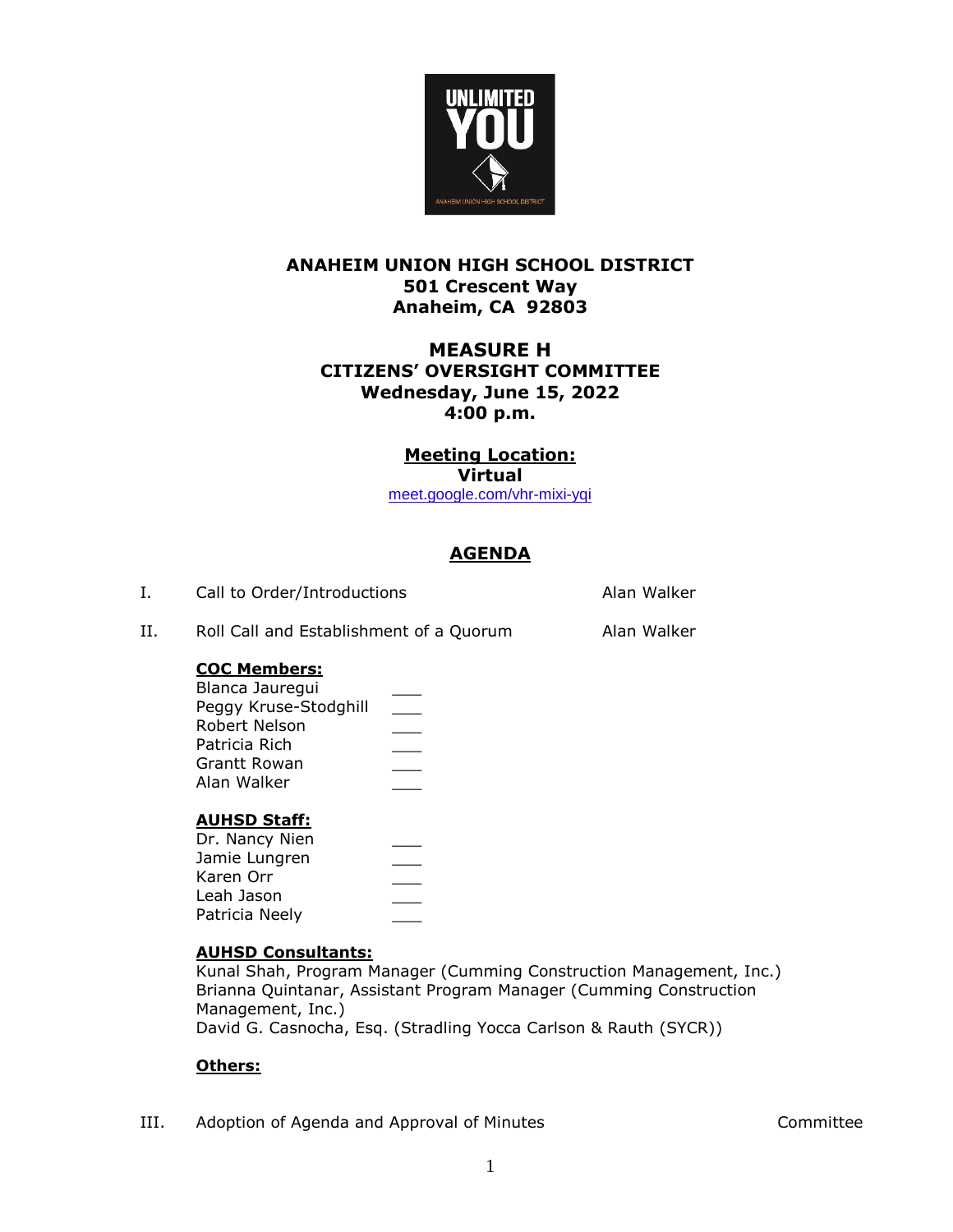**ANAHEIM UNION HIGH SCHOOL DISTRICT**
**501 Crescent Way**
**Anaheim, CA 92803**

# MEASURE H
# CITIZENS' OVERSIGHT COMMITTEE

**Wednesday, June 15, 2022**
**4:00 p.m.**

**Meeting Location:**
**Virtual**
meet.google.com/vhr-mixi-yqi

## AGENDA

I. Call to Order/Introductions — Alan Walker

II. Roll Call and Establishment of a Quorum — Alan Walker

**COC Members:**

- Blanca Jauregui ___
- Peggy Kruse-Stodghill ___
- Robert Nelson ___
- Patricia Rich ___
- Grantt Rowan ___
- Alan Walker ___

**AUHSD Staff:**

- Dr. Nancy Nien ___
- Jamie Lungren ___
- Karen Orr ___
- Leah Jason ___
- Patricia Neely ___

**AUHSD Consultants:**

Kunal Shah, Program Manager (Cumming Construction Management, Inc.)
Brianna Quintanar, Assistant Program Manager (Cumming Construction Management, Inc.)
David G. Casnocha, Esq. (Stradling Yocca Carlson & Rauth (SYCR))

**Others:**

III. Adoption of Agenda and Approval of Minutes — Committee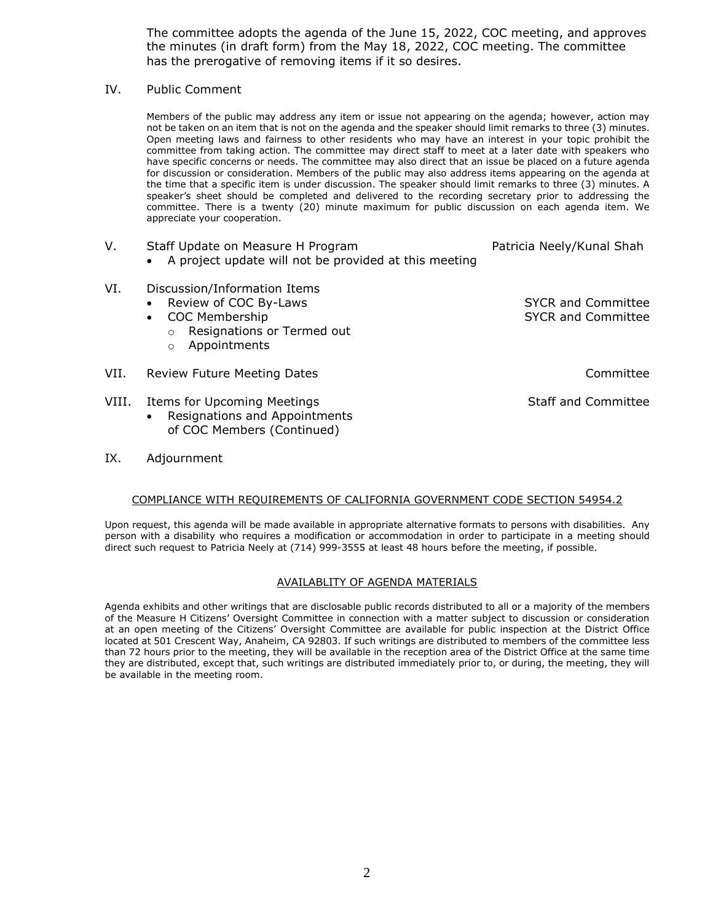The committee adopts the agenda of the June 15, 2022, COC meeting, and approves the minutes (in draft form) from the May 18, 2022, COC meeting. The committee has the prerogative of removing items if it so desires.

IV. Public Comment

Members of the public may address any item or issue not appearing on the agenda; however, action may not be taken on an item that is not on the agenda and the speaker should limit remarks to three (3) minutes. Open meeting laws and fairness to other residents who may have an interest in your topic prohibit the committee from taking action. The committee may direct staff to meet at a later date with speakers who have specific concerns or needs. The committee may also direct that an issue be placed on a future agenda for discussion or consideration. Members of the public may also address items appearing on the agenda at the time that a specific item is under discussion. The speaker should limit remarks to three (3) minutes. A speaker's sheet should be completed and delivered to the recording secretary prior to addressing the committee. There is a twenty (20) minute maximum for public discussion on each agenda item. We appreciate your cooperation.

V. Staff Update on Measure H Program — Patricia Neely/Kunal Shah
- A project update will not be provided at this meeting

VI. Discussion/Information Items
- Review of COC By-Laws — SYCR and Committee
- COC Membership — SYCR and Committee
  - Resignations or Termed out
  - Appointments

VII. Review Future Meeting Dates — Committee

VIII. Items for Upcoming Meetings — Staff and Committee
- Resignations and Appointments of COC Members (Continued)

IX. Adjournment

COMPLIANCE WITH REQUIREMENTS OF CALIFORNIA GOVERNMENT CODE SECTION 54954.2

Upon request, this agenda will be made available in appropriate alternative formats to persons with disabilities. Any person with a disability who requires a modification or accommodation in order to participate in a meeting should direct such request to Patricia Neely at (714) 999-3555 at least 48 hours before the meeting, if possible.

AVAILABLITY OF AGENDA MATERIALS

Agenda exhibits and other writings that are disclosable public records distributed to all or a majority of the members of the Measure H Citizens' Oversight Committee in connection with a matter subject to discussion or consideration at an open meeting of the Citizens' Oversight Committee are available for public inspection at the District Office located at 501 Crescent Way, Anaheim, CA 92803. If such writings are distributed to members of the committee less than 72 hours prior to the meeting, they will be available in the reception area of the District Office at the same time they are distributed, except that, such writings are distributed immediately prior to, or during, the meeting, they will be available in the meeting room.